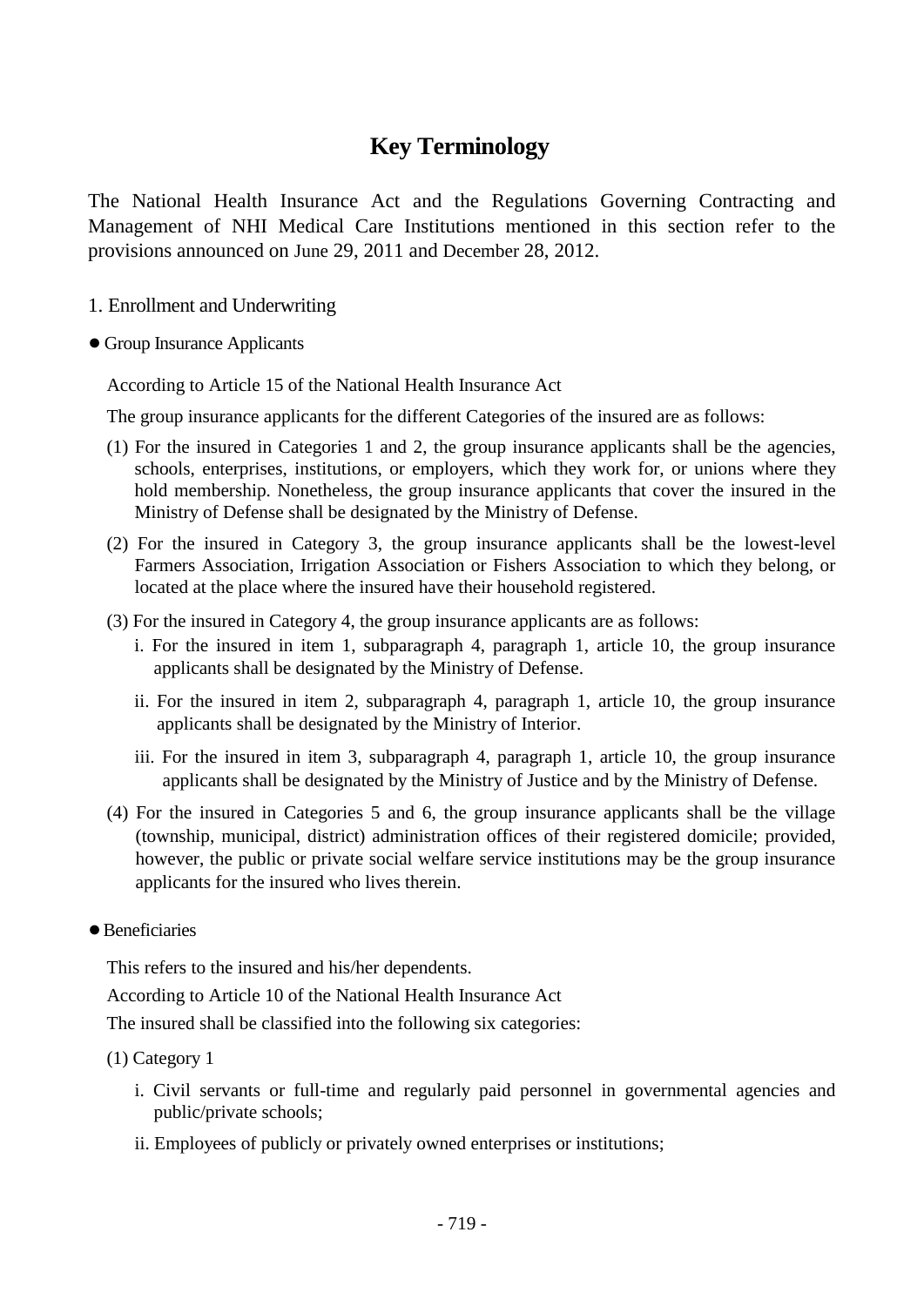# Key Terminology

The National Health Insurance Act and the Regulations Governing Contracting and Management of NHI Medical Care Institutions mentioned in this section refer to the provisions announced on June 29, 2011 and December 28, 2012.

1. Enrollment and Underwriting

- Group Insurance Applicants

  According to Article 15 of the National Health Insurance Act

  The group insurance applicants for the different Categories of the insured are as follows:

  (1) For the insured in Categories 1 and 2, the group insurance applicants shall be the agencies, schools, enterprises, institutions, or employers, which they work for, or unions where they hold membership. Nonetheless, the group insurance applicants that cover the insured in the Ministry of Defense shall be designated by the Ministry of Defense.

  (2) For the insured in Category 3, the group insurance applicants shall be the lowest-level Farmers Association, Irrigation Association or Fishers Association to which they belong, or located at the place where the insured have their household registered.

  (3) For the insured in Category 4, the group insurance applicants are as follows:

  i. For the insured in item 1, subparagraph 4, paragraph 1, article 10, the group insurance applicants shall be designated by the Ministry of Defense.

  ii. For the insured in item 2, subparagraph 4, paragraph 1, article 10, the group insurance applicants shall be designated by the Ministry of Interior.

  iii. For the insured in item 3, subparagraph 4, paragraph 1, article 10, the group insurance applicants shall be designated by the Ministry of Justice and by the Ministry of Defense.

  (4) For the insured in Categories 5 and 6, the group insurance applicants shall be the village (township, municipal, district) administration offices of their registered domicile; provided, however, the public or private social welfare service institutions may be the group insurance applicants for the insured who lives therein.

- Beneficiaries

  This refers to the insured and his/her dependents.

  According to Article 10 of the National Health Insurance Act

  The insured shall be classified into the following six categories:

  (1) Category 1

  i. Civil servants or full-time and regularly paid personnel in governmental agencies and public/private schools;

  ii. Employees of publicly or privately owned enterprises or institutions;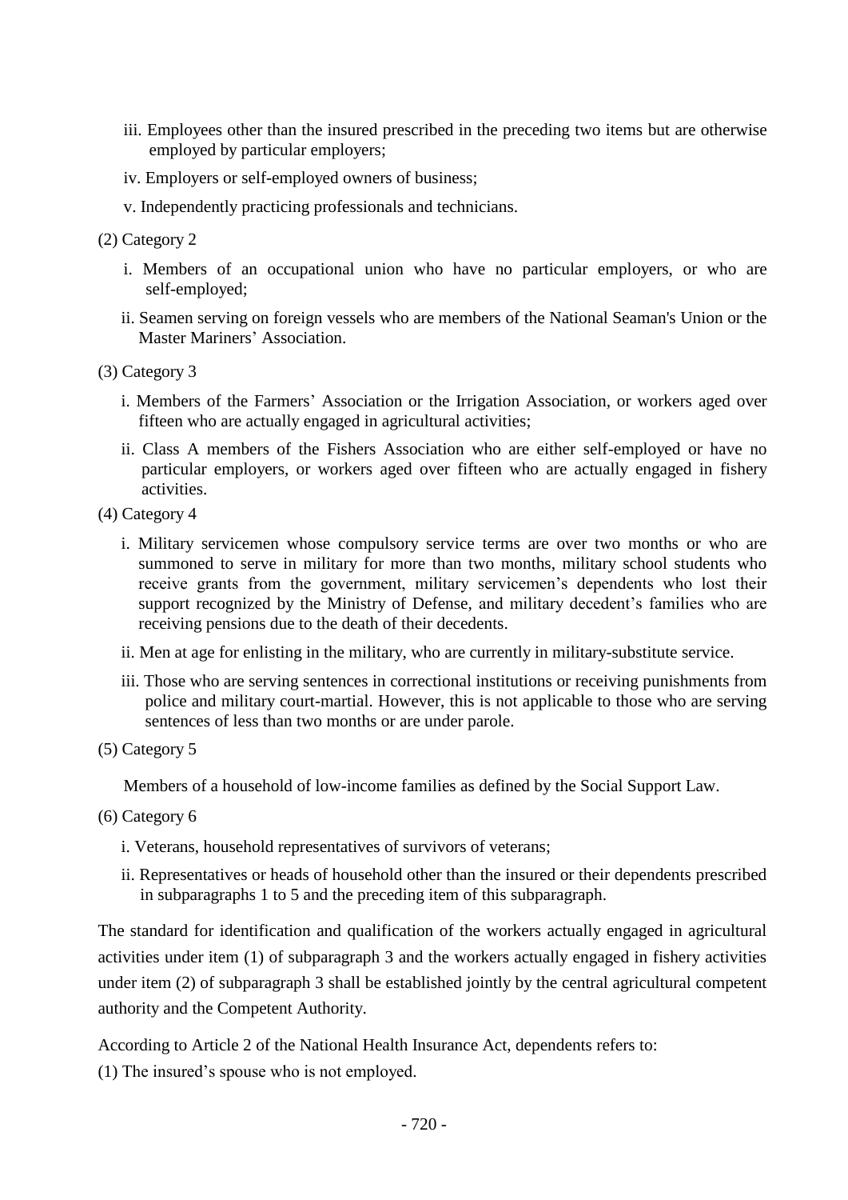iii. Employees other than the insured prescribed in the preceding two items but are otherwise employed by particular employers;

iv. Employers or self-employed owners of business;

v. Independently practicing professionals and technicians.

(2) Category 2

i. Members of an occupational union who have no particular employers, or who are self-employed;

ii. Seamen serving on foreign vessels who are members of the National Seaman's Union or the Master Mariners' Association.

(3) Category 3

i. Members of the Farmers' Association or the Irrigation Association, or workers aged over fifteen who are actually engaged in agricultural activities;

ii. Class A members of the Fishers Association who are either self-employed or have no particular employers, or workers aged over fifteen who are actually engaged in fishery activities.

(4) Category 4

i. Military servicemen whose compulsory service terms are over two months or who are summoned to serve in military for more than two months, military school students who receive grants from the government, military servicemen's dependents who lost their support recognized by the Ministry of Defense, and military decedent's families who are receiving pensions due to the death of their decedents.

ii. Men at age for enlisting in the military, who are currently in military-substitute service.

iii. Those who are serving sentences in correctional institutions or receiving punishments from police and military court-martial. However, this is not applicable to those who are serving sentences of less than two months or are under parole.

(5) Category 5

Members of a household of low-income families as defined by the Social Support Law.

(6) Category 6

i. Veterans, household representatives of survivors of veterans;

ii. Representatives or heads of household other than the insured or their dependents prescribed in subparagraphs 1 to 5 and the preceding item of this subparagraph.

The standard for identification and qualification of the workers actually engaged in agricultural activities under item (1) of subparagraph 3 and the workers actually engaged in fishery activities under item (2) of subparagraph 3 shall be established jointly by the central agricultural competent authority and the Competent Authority.

According to Article 2 of the National Health Insurance Act, dependents refers to:

(1) The insured's spouse who is not employed.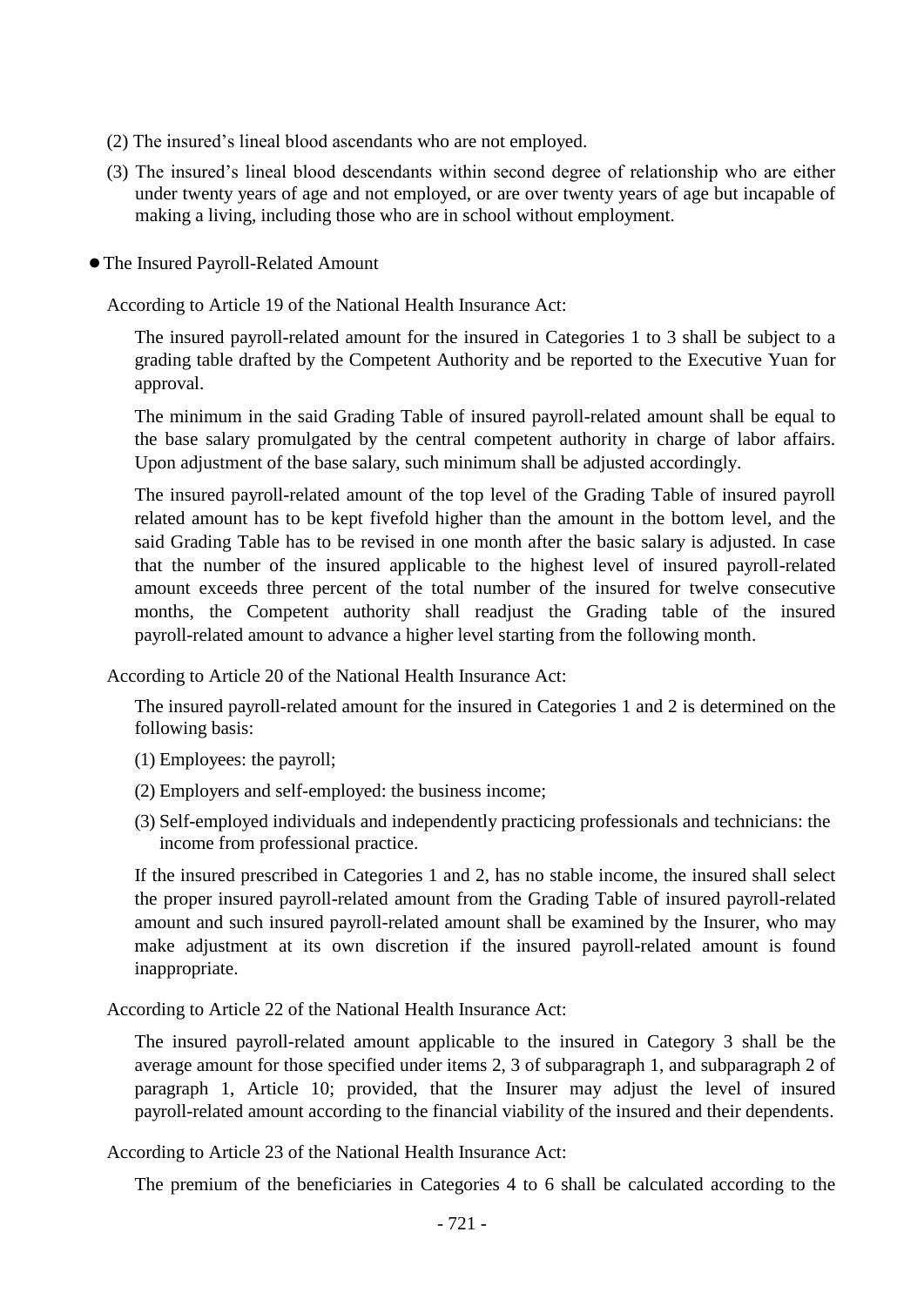(2) The insured's lineal blood ascendants who are not employed.

(3) The insured's lineal blood descendants within second degree of relationship who are either under twenty years of age and not employed, or are over twenty years of age but incapable of making a living, including those who are in school without employment.

- The Insured Payroll-Related Amount

According to Article 19 of the National Health Insurance Act:

The insured payroll-related amount for the insured in Categories 1 to 3 shall be subject to a grading table drafted by the Competent Authority and be reported to the Executive Yuan for approval.

The minimum in the said Grading Table of insured payroll-related amount shall be equal to the base salary promulgated by the central competent authority in charge of labor affairs. Upon adjustment of the base salary, such minimum shall be adjusted accordingly.

The insured payroll-related amount of the top level of the Grading Table of insured payroll related amount has to be kept fivefold higher than the amount in the bottom level, and the said Grading Table has to be revised in one month after the basic salary is adjusted. In case that the number of the insured applicable to the highest level of insured payroll-related amount exceeds three percent of the total number of the insured for twelve consecutive months, the Competent authority shall readjust the Grading table of the insured payroll-related amount to advance a higher level starting from the following month.

According to Article 20 of the National Health Insurance Act:

The insured payroll-related amount for the insured in Categories 1 and 2 is determined on the following basis:

(1) Employees: the payroll;

(2) Employers and self-employed: the business income;

(3) Self-employed individuals and independently practicing professionals and technicians: the income from professional practice.

If the insured prescribed in Categories 1 and 2, has no stable income, the insured shall select the proper insured payroll-related amount from the Grading Table of insured payroll-related amount and such insured payroll-related amount shall be examined by the Insurer, who may make adjustment at its own discretion if the insured payroll-related amount is found inappropriate.

According to Article 22 of the National Health Insurance Act:

The insured payroll-related amount applicable to the insured in Category 3 shall be the average amount for those specified under items 2, 3 of subparagraph 1, and subparagraph 2 of paragraph 1, Article 10; provided, that the Insurer may adjust the level of insured payroll-related amount according to the financial viability of the insured and their dependents.

According to Article 23 of the National Health Insurance Act:

The premium of the beneficiaries in Categories 4 to 6 shall be calculated according to the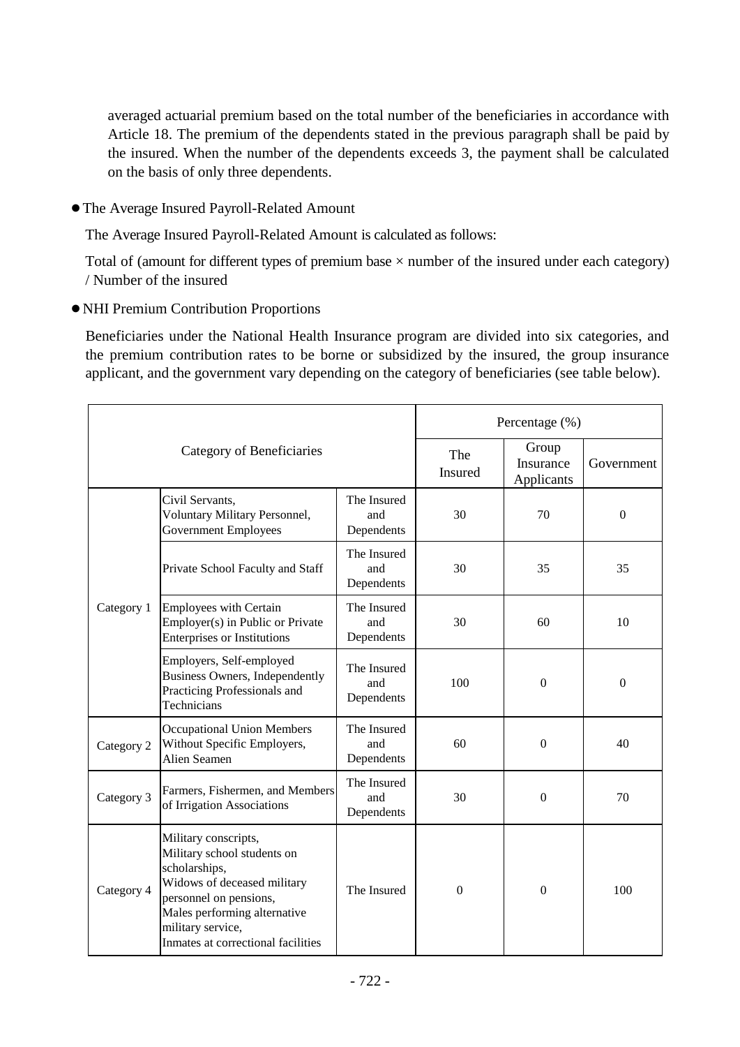averaged actuarial premium based on the total number of the beneficiaries in accordance with Article 18. The premium of the dependents stated in the previous paragraph shall be paid by the insured. When the number of the dependents exceeds 3, the payment shall be calculated on the basis of only three dependents.

- The Average Insured Payroll-Related Amount

The Average Insured Payroll-Related Amount is calculated as follows:

Total of (amount for different types of premium base × number of the insured under each category) / Number of the insured

- NHI Premium Contribution Proportions

Beneficiaries under the National Health Insurance program are divided into six categories, and the premium contribution rates to be borne or subsidized by the insured, the group insurance applicant, and the government vary depending on the category of beneficiaries (see table below).

| Category of Beneficiaries | | | Percentage (%) | | |
|---|---|---|---|---|---|
| | | | The Insured | Group Insurance Applicants | Government |
| Category 1 | Civil Servants, Voluntary Military Personnel, Government Employees | The Insured and Dependents | 30 | 70 | 0 |
| | Private School Faculty and Staff | The Insured and Dependents | 30 | 35 | 35 |
| | Employees with Certain Employer(s) in Public or Private Enterprises or Institutions | The Insured and Dependents | 30 | 60 | 10 |
| | Employers, Self-employed Business Owners, Independently Practicing Professionals and Technicians | The Insured and Dependents | 100 | 0 | 0 |
| Category 2 | Occupational Union Members Without Specific Employers, Alien Seamen | The Insured and Dependents | 60 | 0 | 40 |
| Category 3 | Farmers, Fishermen, and Members of Irrigation Associations | The Insured and Dependents | 30 | 0 | 70 |
| Category 4 | Military conscripts, Military school students on scholarships, Widows of deceased military personnel on pensions, Males performing alternative military service, Inmates at correctional facilities | The Insured | 0 | 0 | 100 |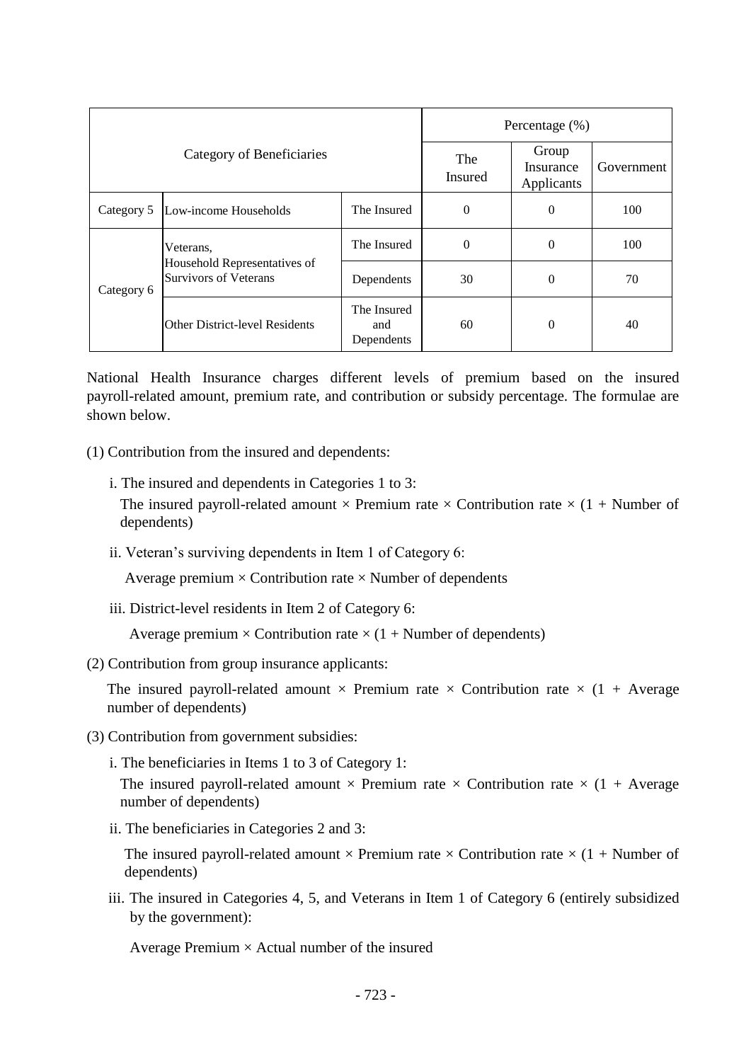| Category of Beneficiaries | | | Percentage (%) | | |
|---|---|---|---|---|---|
| | | | The Insured | Group Insurance Applicants | Government |
| Category 5 | Low-income Households | The Insured | 0 | 0 | 100 |
| Category 6 | Veterans, Household Representatives of Survivors of Veterans | The Insured | 0 | 0 | 100 |
| | | Dependents | 30 | 0 | 70 |
| | Other District-level Residents | The Insured and Dependents | 60 | 0 | 40 |

National Health Insurance charges different levels of premium based on the insured payroll-related amount, premium rate, and contribution or subsidy percentage. The formulae are shown below.

(1) Contribution from the insured and dependents:

i. The insured and dependents in Categories 1 to 3:
The insured payroll-related amount × Premium rate × Contribution rate × (1 + Number of dependents)

ii. Veteran's surviving dependents in Item 1 of Category 6:
Average premium × Contribution rate × Number of dependents

iii. District-level residents in Item 2 of Category 6:
Average premium × Contribution rate × (1 + Number of dependents)

(2) Contribution from group insurance applicants:

The insured payroll-related amount × Premium rate × Contribution rate × (1 + Average number of dependents)

(3) Contribution from government subsidies:

i. The beneficiaries in Items 1 to 3 of Category 1:
The insured payroll-related amount × Premium rate × Contribution rate × (1 + Average number of dependents)

ii. The beneficiaries in Categories 2 and 3:
The insured payroll-related amount × Premium rate × Contribution rate × (1 + Number of dependents)

iii. The insured in Categories 4, 5, and Veterans in Item 1 of Category 6 (entirely subsidized by the government):
Average Premium × Actual number of the insured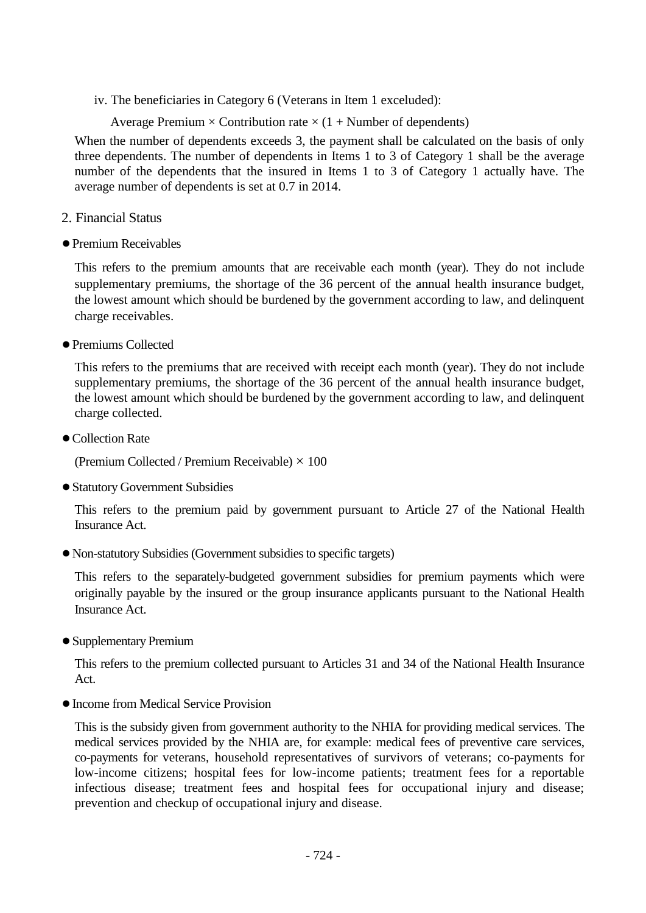iv. The beneficiaries in Category 6 (Veterans in Item 1 exceluded):

Average Premium × Contribution rate × (1 + Number of dependents)

When the number of dependents exceeds 3, the payment shall be calculated on the basis of only three dependents. The number of dependents in Items 1 to 3 of Category 1 shall be the average number of the dependents that the insured in Items 1 to 3 of Category 1 actually have. The average number of dependents is set at 0.7 in 2014.

## 2. Financial Status

● Premium Receivables

This refers to the premium amounts that are receivable each month (year). They do not include supplementary premiums, the shortage of the 36 percent of the annual health insurance budget, the lowest amount which should be burdened by the government according to law, and delinquent charge receivables.

● Premiums Collected

This refers to the premiums that are received with receipt each month (year). They do not include supplementary premiums, the shortage of the 36 percent of the annual health insurance budget, the lowest amount which should be burdened by the government according to law, and delinquent charge collected.

● Collection Rate

(Premium Collected / Premium Receivable) × 100

● Statutory Government Subsidies

This refers to the premium paid by government pursuant to Article 27 of the National Health Insurance Act.

● Non-statutory Subsidies (Government subsidies to specific targets)

This refers to the separately-budgeted government subsidies for premium payments which were originally payable by the insured or the group insurance applicants pursuant to the National Health Insurance Act.

● Supplementary Premium

This refers to the premium collected pursuant to Articles 31 and 34 of the National Health Insurance Act.

● Income from Medical Service Provision

This is the subsidy given from government authority to the NHIA for providing medical services. The medical services provided by the NHIA are, for example: medical fees of preventive care services, co-payments for veterans, household representatives of survivors of veterans; co-payments for low-income citizens; hospital fees for low-income patients; treatment fees for a reportable infectious disease; treatment fees and hospital fees for occupational injury and disease; prevention and checkup of occupational injury and disease.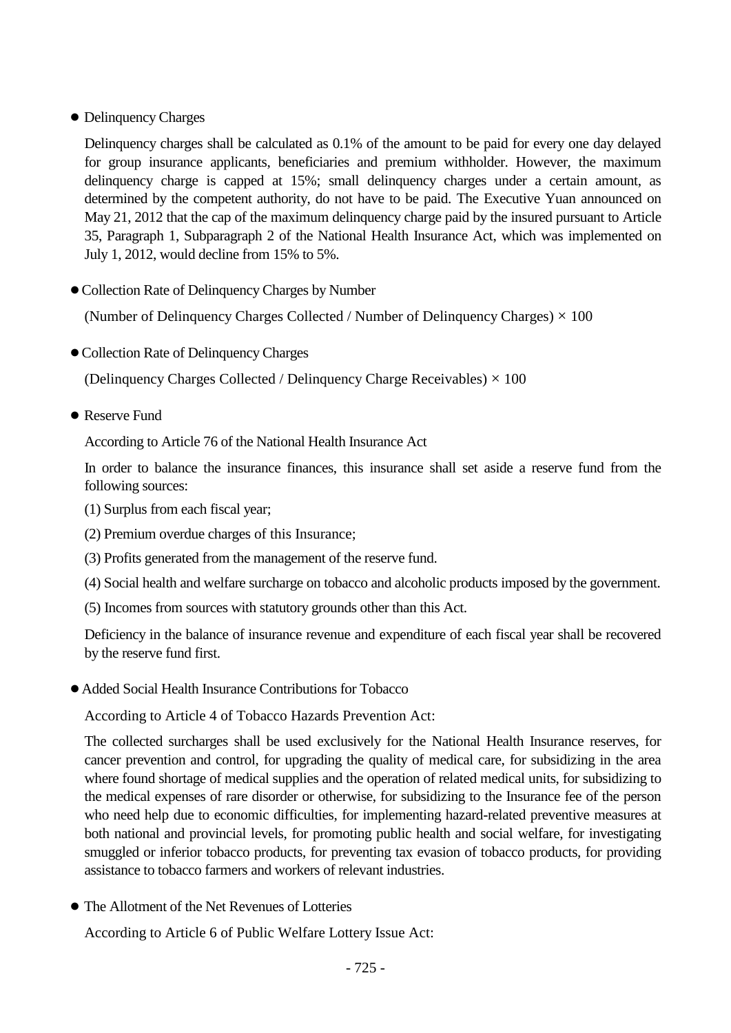- Delinquency Charges

  Delinquency charges shall be calculated as 0.1% of the amount to be paid for every one day delayed for group insurance applicants, beneficiaries and premium withholder. However, the maximum delinquency charge is capped at 15%; small delinquency charges under a certain amount, as determined by the competent authority, do not have to be paid. The Executive Yuan announced on May 21, 2012 that the cap of the maximum delinquency charge paid by the insured pursuant to Article 35, Paragraph 1, Subparagraph 2 of the National Health Insurance Act, which was implemented on July 1, 2012, would decline from 15% to 5%.

- Collection Rate of Delinquency Charges by Number

  (Number of Delinquency Charges Collected / Number of Delinquency Charges) × 100

- Collection Rate of Delinquency Charges

  (Delinquency Charges Collected / Delinquency Charge Receivables) × 100

- Reserve Fund

  According to Article 76 of the National Health Insurance Act

  In order to balance the insurance finances, this insurance shall set aside a reserve fund from the following sources:

  (1) Surplus from each fiscal year;

  (2) Premium overdue charges of this Insurance;

  (3) Profits generated from the management of the reserve fund.

  (4) Social health and welfare surcharge on tobacco and alcoholic products imposed by the government.

  (5) Incomes from sources with statutory grounds other than this Act.

  Deficiency in the balance of insurance revenue and expenditure of each fiscal year shall be recovered by the reserve fund first.

- Added Social Health Insurance Contributions for Tobacco

  According to Article 4 of Tobacco Hazards Prevention Act:

  The collected surcharges shall be used exclusively for the National Health Insurance reserves, for cancer prevention and control, for upgrading the quality of medical care, for subsidizing in the area where found shortage of medical supplies and the operation of related medical units, for subsidizing to the medical expenses of rare disorder or otherwise, for subsidizing to the Insurance fee of the person who need help due to economic difficulties, for implementing hazard-related preventive measures at both national and provincial levels, for promoting public health and social welfare, for investigating smuggled or inferior tobacco products, for preventing tax evasion of tobacco products, for providing assistance to tobacco farmers and workers of relevant industries.

- The Allotment of the Net Revenues of Lotteries

  According to Article 6 of Public Welfare Lottery Issue Act: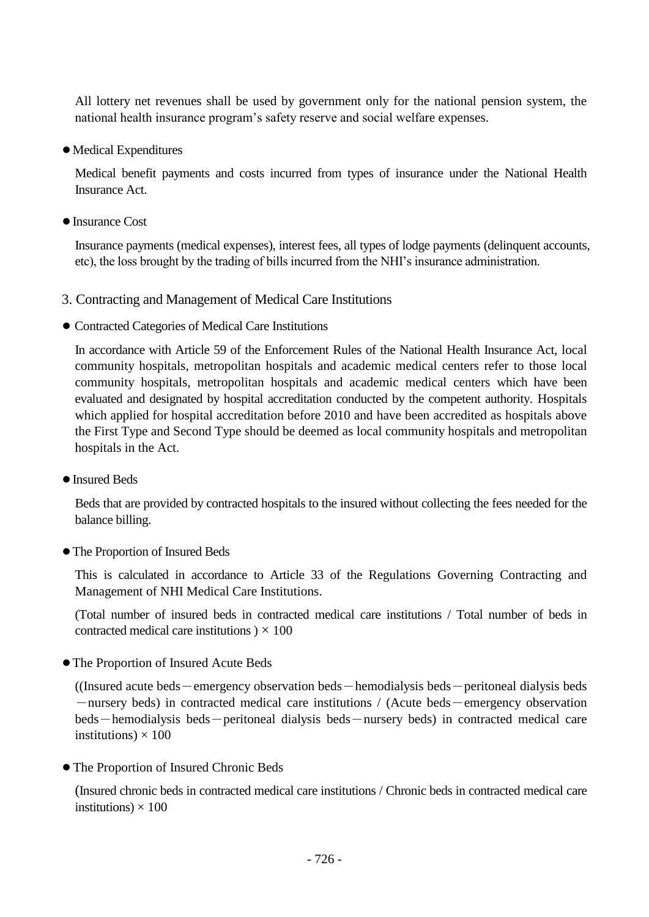All lottery net revenues shall be used by government only for the national pension system, the national health insurance program's safety reserve and social welfare expenses.

- Medical Expenditures

  Medical benefit payments and costs incurred from types of insurance under the National Health Insurance Act.

- Insurance Cost

  Insurance payments (medical expenses), interest fees, all types of lodge payments (delinquent accounts, etc), the loss brought by the trading of bills incurred from the NHI's insurance administration.

## 3. Contracting and Management of Medical Care Institutions

- Contracted Categories of Medical Care Institutions

  In accordance with Article 59 of the Enforcement Rules of the National Health Insurance Act, local community hospitals, metropolitan hospitals and academic medical centers refer to those local community hospitals, metropolitan hospitals and academic medical centers which have been evaluated and designated by hospital accreditation conducted by the competent authority. Hospitals which applied for hospital accreditation before 2010 and have been accredited as hospitals above the First Type and Second Type should be deemed as local community hospitals and metropolitan hospitals in the Act.

- Insured Beds

  Beds that are provided by contracted hospitals to the insured without collecting the fees needed for the balance billing.

- The Proportion of Insured Beds

  This is calculated in accordance to Article 33 of the Regulations Governing Contracting and Management of NHI Medical Care Institutions.

  (Total number of insured beds in contracted medical care institutions / Total number of beds in contracted medical care institutions ) × 100

- The Proportion of Insured Acute Beds

  ((Insured acute beds－emergency observation beds－hemodialysis beds－peritoneal dialysis beds －nursery beds) in contracted medical care institutions / (Acute beds－emergency observation beds－hemodialysis beds－peritoneal dialysis beds－nursery beds) in contracted medical care institutions) × 100

- The Proportion of Insured Chronic Beds

  (Insured chronic beds in contracted medical care institutions / Chronic beds in contracted medical care institutions) × 100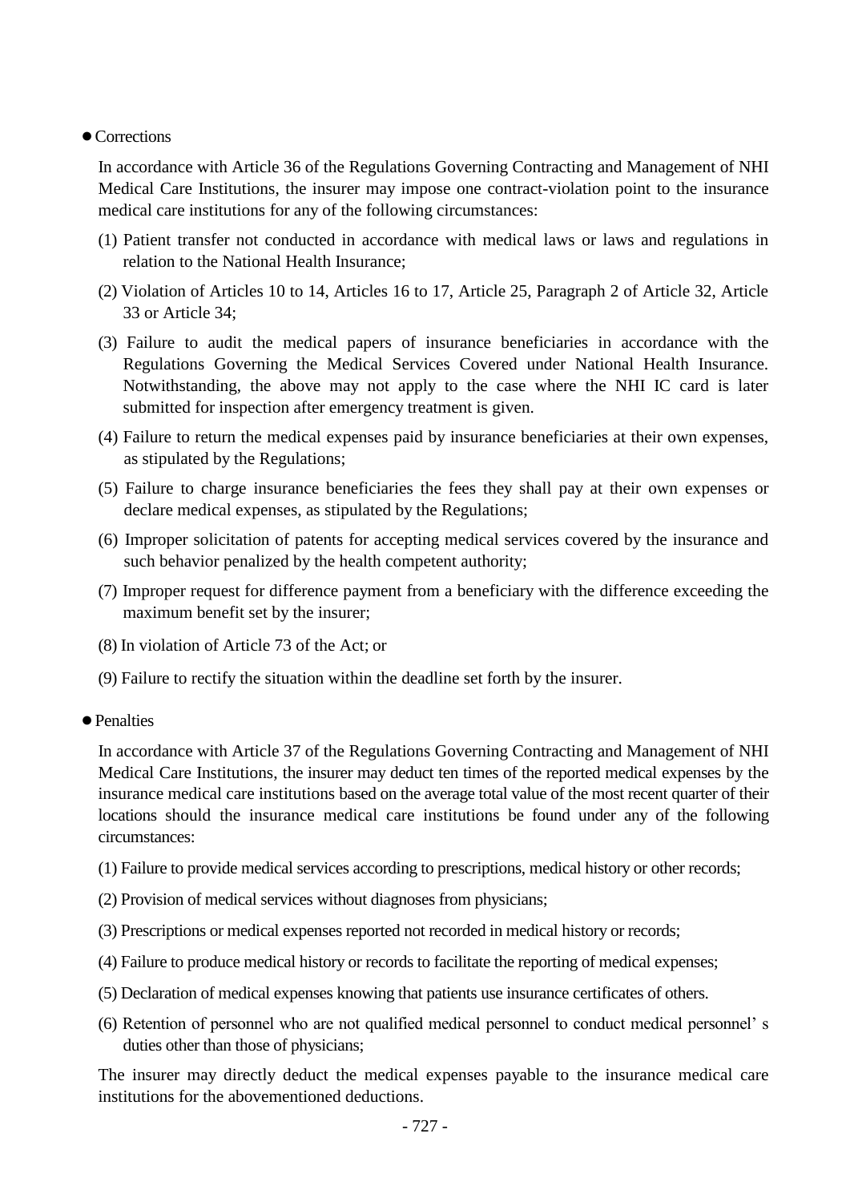● Corrections

In accordance with Article 36 of the Regulations Governing Contracting and Management of NHI Medical Care Institutions, the insurer may impose one contract-violation point to the insurance medical care institutions for any of the following circumstances:

(1) Patient transfer not conducted in accordance with medical laws or laws and regulations in relation to the National Health Insurance;

(2) Violation of Articles 10 to 14, Articles 16 to 17, Article 25, Paragraph 2 of Article 32, Article 33 or Article 34;

(3) Failure to audit the medical papers of insurance beneficiaries in accordance with the Regulations Governing the Medical Services Covered under National Health Insurance. Notwithstanding, the above may not apply to the case where the NHI IC card is later submitted for inspection after emergency treatment is given.

(4) Failure to return the medical expenses paid by insurance beneficiaries at their own expenses, as stipulated by the Regulations;

(5) Failure to charge insurance beneficiaries the fees they shall pay at their own expenses or declare medical expenses, as stipulated by the Regulations;

(6) Improper solicitation of patents for accepting medical services covered by the insurance and such behavior penalized by the health competent authority;

(7) Improper request for difference payment from a beneficiary with the difference exceeding the maximum benefit set by the insurer;

(8) In violation of Article 73 of the Act; or

(9) Failure to rectify the situation within the deadline set forth by the insurer.

● Penalties

In accordance with Article 37 of the Regulations Governing Contracting and Management of NHI Medical Care Institutions, the insurer may deduct ten times of the reported medical expenses by the insurance medical care institutions based on the average total value of the most recent quarter of their locations should the insurance medical care institutions be found under any of the following circumstances:

(1) Failure to provide medical services according to prescriptions, medical history or other records;

(2) Provision of medical services without diagnoses from physicians;

(3) Prescriptions or medical expenses reported not recorded in medical history or records;

(4) Failure to produce medical history or records to facilitate the reporting of medical expenses;

(5) Declaration of medical expenses knowing that patients use insurance certificates of others.

(6) Retention of personnel who are not qualified medical personnel to conduct medical personnel' s duties other than those of physicians;

The insurer may directly deduct the medical expenses payable to the insurance medical care institutions for the abovementioned deductions.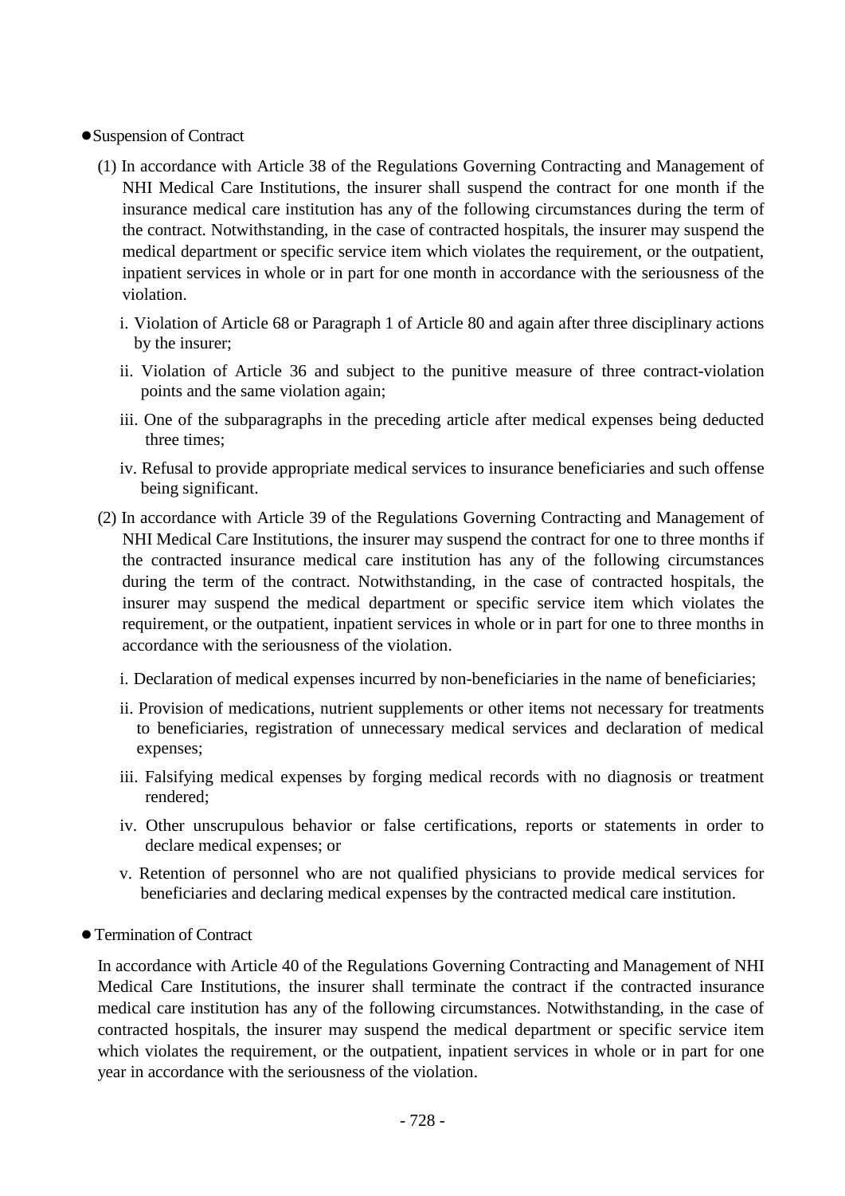- Suspension of Contract

(1) In accordance with Article 38 of the Regulations Governing Contracting and Management of NHI Medical Care Institutions, the insurer shall suspend the contract for one month if the insurance medical care institution has any of the following circumstances during the term of the contract. Notwithstanding, in the case of contracted hospitals, the insurer may suspend the medical department or specific service item which violates the requirement, or the outpatient, inpatient services in whole or in part for one month in accordance with the seriousness of the violation.

i. Violation of Article 68 or Paragraph 1 of Article 80 and again after three disciplinary actions by the insurer;

ii. Violation of Article 36 and subject to the punitive measure of three contract-violation points and the same violation again;

iii. One of the subparagraphs in the preceding article after medical expenses being deducted three times;

iv. Refusal to provide appropriate medical services to insurance beneficiaries and such offense being significant.

(2) In accordance with Article 39 of the Regulations Governing Contracting and Management of NHI Medical Care Institutions, the insurer may suspend the contract for one to three months if the contracted insurance medical care institution has any of the following circumstances during the term of the contract. Notwithstanding, in the case of contracted hospitals, the insurer may suspend the medical department or specific service item which violates the requirement, or the outpatient, inpatient services in whole or in part for one to three months in accordance with the seriousness of the violation.

i. Declaration of medical expenses incurred by non-beneficiaries in the name of beneficiaries;

ii. Provision of medications, nutrient supplements or other items not necessary for treatments to beneficiaries, registration of unnecessary medical services and declaration of medical expenses;

iii. Falsifying medical expenses by forging medical records with no diagnosis or treatment rendered;

iv. Other unscrupulous behavior or false certifications, reports or statements in order to declare medical expenses; or

v. Retention of personnel who are not qualified physicians to provide medical services for beneficiaries and declaring medical expenses by the contracted medical care institution.

- Termination of Contract

In accordance with Article 40 of the Regulations Governing Contracting and Management of NHI Medical Care Institutions, the insurer shall terminate the contract if the contracted insurance medical care institution has any of the following circumstances. Notwithstanding, in the case of contracted hospitals, the insurer may suspend the medical department or specific service item which violates the requirement, or the outpatient, inpatient services in whole or in part for one year in accordance with the seriousness of the violation.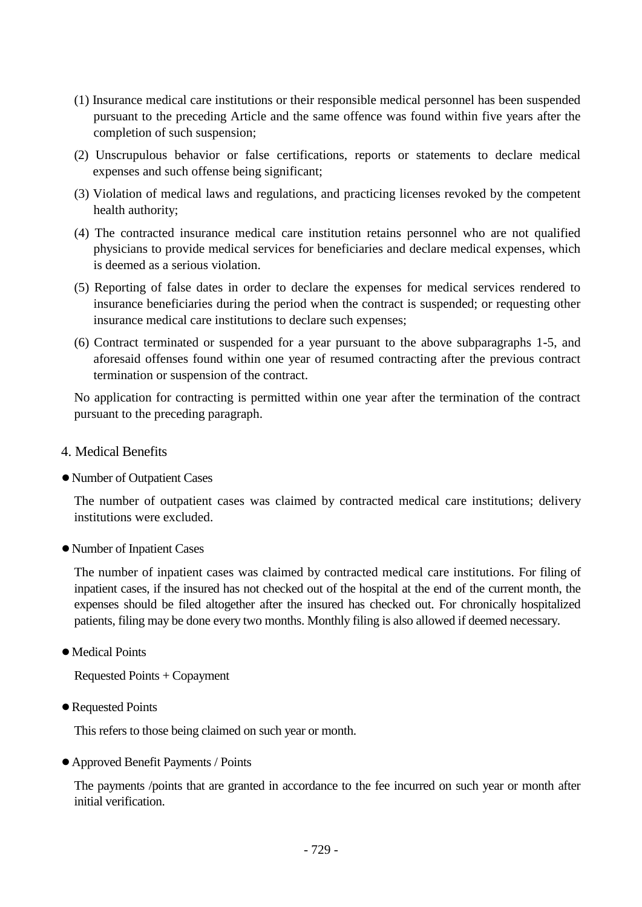(1) Insurance medical care institutions or their responsible medical personnel has been suspended pursuant to the preceding Article and the same offence was found within five years after the completion of such suspension;

(2) Unscrupulous behavior or false certifications, reports or statements to declare medical expenses and such offense being significant;

(3) Violation of medical laws and regulations, and practicing licenses revoked by the competent health authority;

(4) The contracted insurance medical care institution retains personnel who are not qualified physicians to provide medical services for beneficiaries and declare medical expenses, which is deemed as a serious violation.

(5) Reporting of false dates in order to declare the expenses for medical services rendered to insurance beneficiaries during the period when the contract is suspended; or requesting other insurance medical care institutions to declare such expenses;

(6) Contract terminated or suspended for a year pursuant to the above subparagraphs 1-5, and aforesaid offenses found within one year of resumed contracting after the previous contract termination or suspension of the contract.

No application for contracting is permitted within one year after the termination of the contract pursuant to the preceding paragraph.

## 4. Medical Benefits

● Number of Outpatient Cases

The number of outpatient cases was claimed by contracted medical care institutions; delivery institutions were excluded.

● Number of Inpatient Cases

The number of inpatient cases was claimed by contracted medical care institutions. For filing of inpatient cases, if the insured has not checked out of the hospital at the end of the current month, the expenses should be filed altogether after the insured has checked out. For chronically hospitalized patients, filing may be done every two months. Monthly filing is also allowed if deemed necessary.

● Medical Points

Requested Points + Copayment

● Requested Points

This refers to those being claimed on such year or month.

● Approved Benefit Payments / Points

The payments /points that are granted in accordance to the fee incurred on such year or month after initial verification.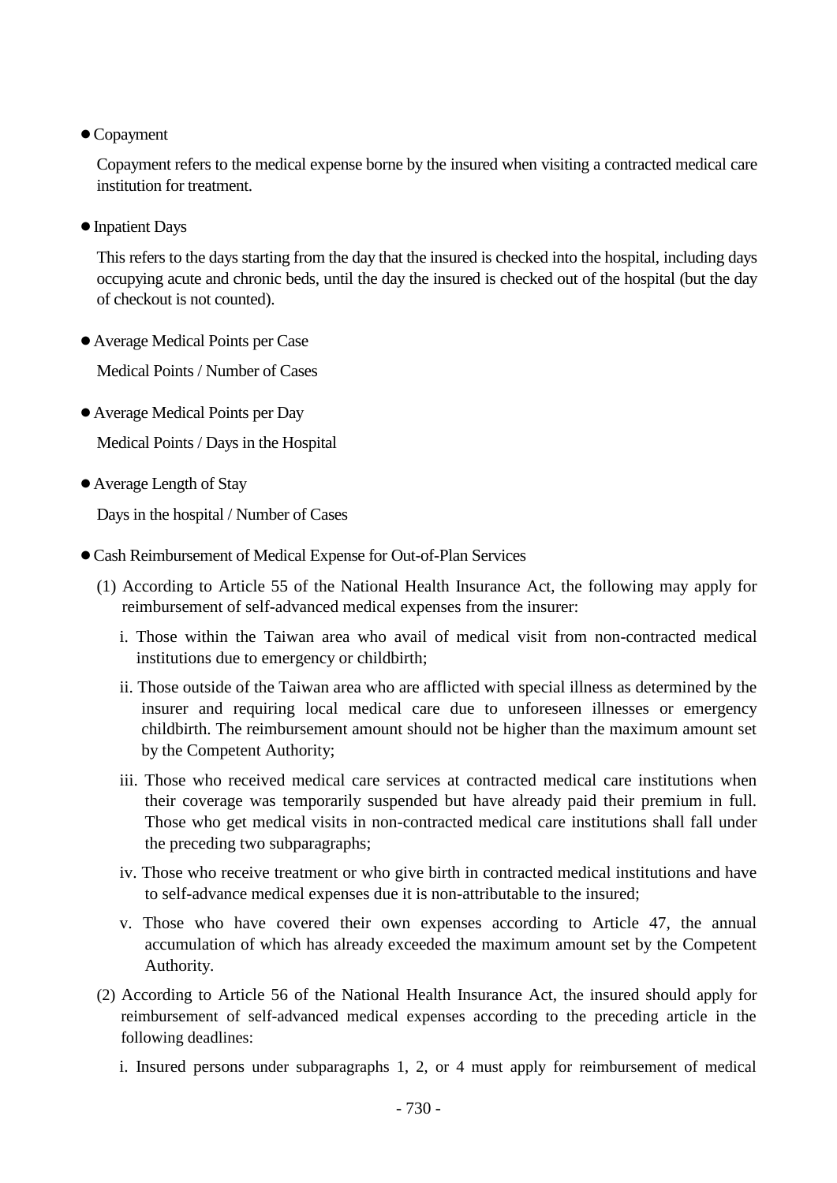● Copayment

Copayment refers to the medical expense borne by the insured when visiting a contracted medical care institution for treatment.

● Inpatient Days

This refers to the days starting from the day that the insured is checked into the hospital, including days occupying acute and chronic beds, until the day the insured is checked out of the hospital (but the day of checkout is not counted).

● Average Medical Points per Case

Medical Points / Number of Cases

● Average Medical Points per Day

Medical Points / Days in the Hospital

● Average Length of Stay

Days in the hospital / Number of Cases

● Cash Reimbursement of Medical Expense for Out-of-Plan Services

(1) According to Article 55 of the National Health Insurance Act, the following may apply for reimbursement of self-advanced medical expenses from the insurer:

i. Those within the Taiwan area who avail of medical visit from non-contracted medical institutions due to emergency or childbirth;

ii. Those outside of the Taiwan area who are afflicted with special illness as determined by the insurer and requiring local medical care due to unforeseen illnesses or emergency childbirth. The reimbursement amount should not be higher than the maximum amount set by the Competent Authority;

iii. Those who received medical care services at contracted medical care institutions when their coverage was temporarily suspended but have already paid their premium in full. Those who get medical visits in non-contracted medical care institutions shall fall under the preceding two subparagraphs;

iv. Those who receive treatment or who give birth in contracted medical institutions and have to self-advance medical expenses due it is non-attributable to the insured;

v. Those who have covered their own expenses according to Article 47, the annual accumulation of which has already exceeded the maximum amount set by the Competent Authority.

(2) According to Article 56 of the National Health Insurance Act, the insured should apply for reimbursement of self-advanced medical expenses according to the preceding article in the following deadlines:

i. Insured persons under subparagraphs 1, 2, or 4 must apply for reimbursement of medical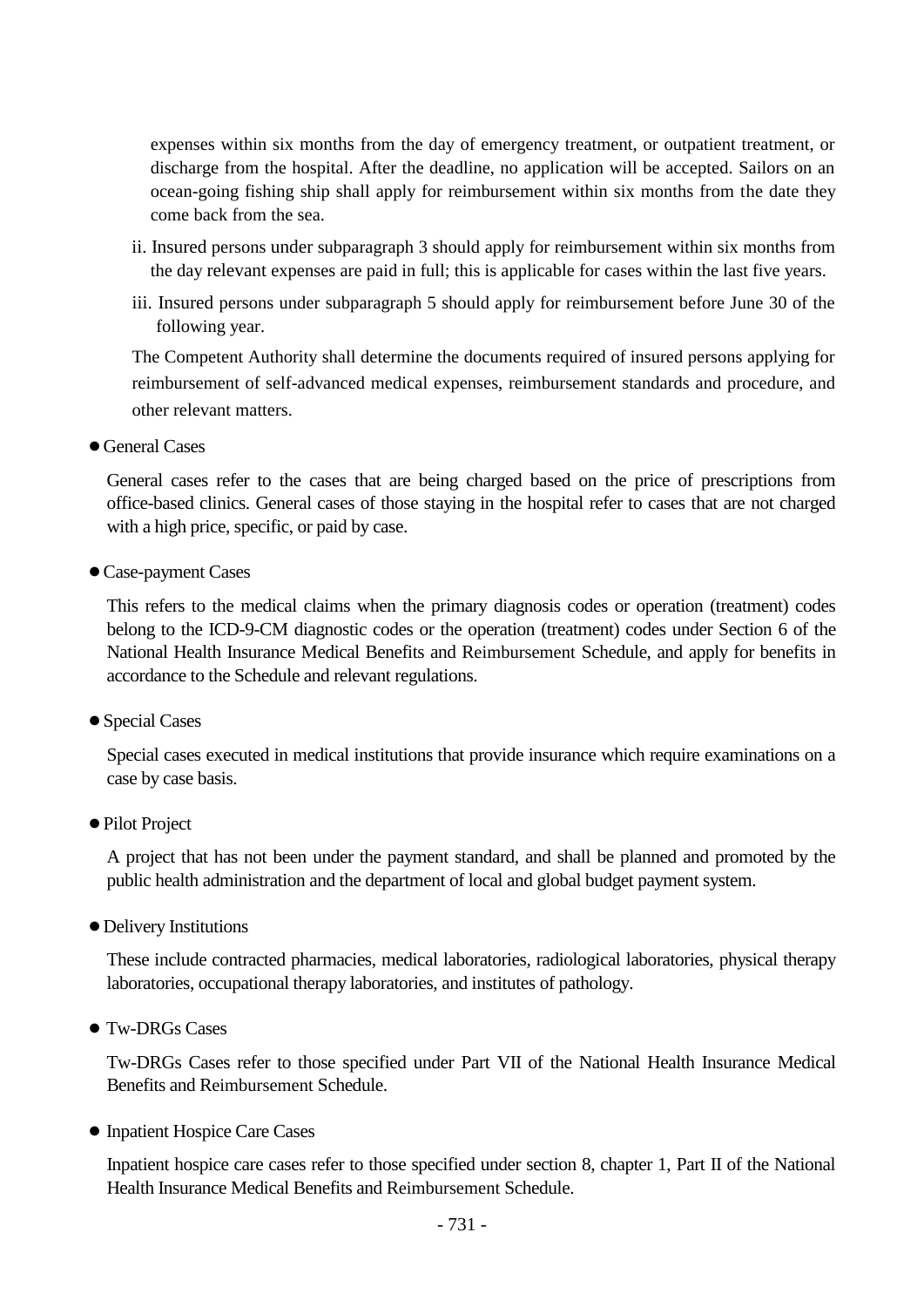expenses within six months from the day of emergency treatment, or outpatient treatment, or discharge from the hospital. After the deadline, no application will be accepted. Sailors on an ocean-going fishing ship shall apply for reimbursement within six months from the date they come back from the sea.

ii. Insured persons under subparagraph 3 should apply for reimbursement within six months from the day relevant expenses are paid in full; this is applicable for cases within the last five years.

iii. Insured persons under subparagraph 5 should apply for reimbursement before June 30 of the following year.

The Competent Authority shall determine the documents required of insured persons applying for reimbursement of self-advanced medical expenses, reimbursement standards and procedure, and other relevant matters.

- General Cases

General cases refer to the cases that are being charged based on the price of prescriptions from office-based clinics. General cases of those staying in the hospital refer to cases that are not charged with a high price, specific, or paid by case.

- Case-payment Cases

This refers to the medical claims when the primary diagnosis codes or operation (treatment) codes belong to the ICD-9-CM diagnostic codes or the operation (treatment) codes under Section 6 of the National Health Insurance Medical Benefits and Reimbursement Schedule, and apply for benefits in accordance to the Schedule and relevant regulations.

- Special Cases

Special cases executed in medical institutions that provide insurance which require examinations on a case by case basis.

- Pilot Project

A project that has not been under the payment standard, and shall be planned and promoted by the public health administration and the department of local and global budget payment system.

- Delivery Institutions

These include contracted pharmacies, medical laboratories, radiological laboratories, physical therapy laboratories, occupational therapy laboratories, and institutes of pathology.

- Tw-DRGs Cases

Tw-DRGs Cases refer to those specified under Part VII of the National Health Insurance Medical Benefits and Reimbursement Schedule.

- Inpatient Hospice Care Cases

Inpatient hospice care cases refer to those specified under section 8, chapter 1, Part II of the National Health Insurance Medical Benefits and Reimbursement Schedule.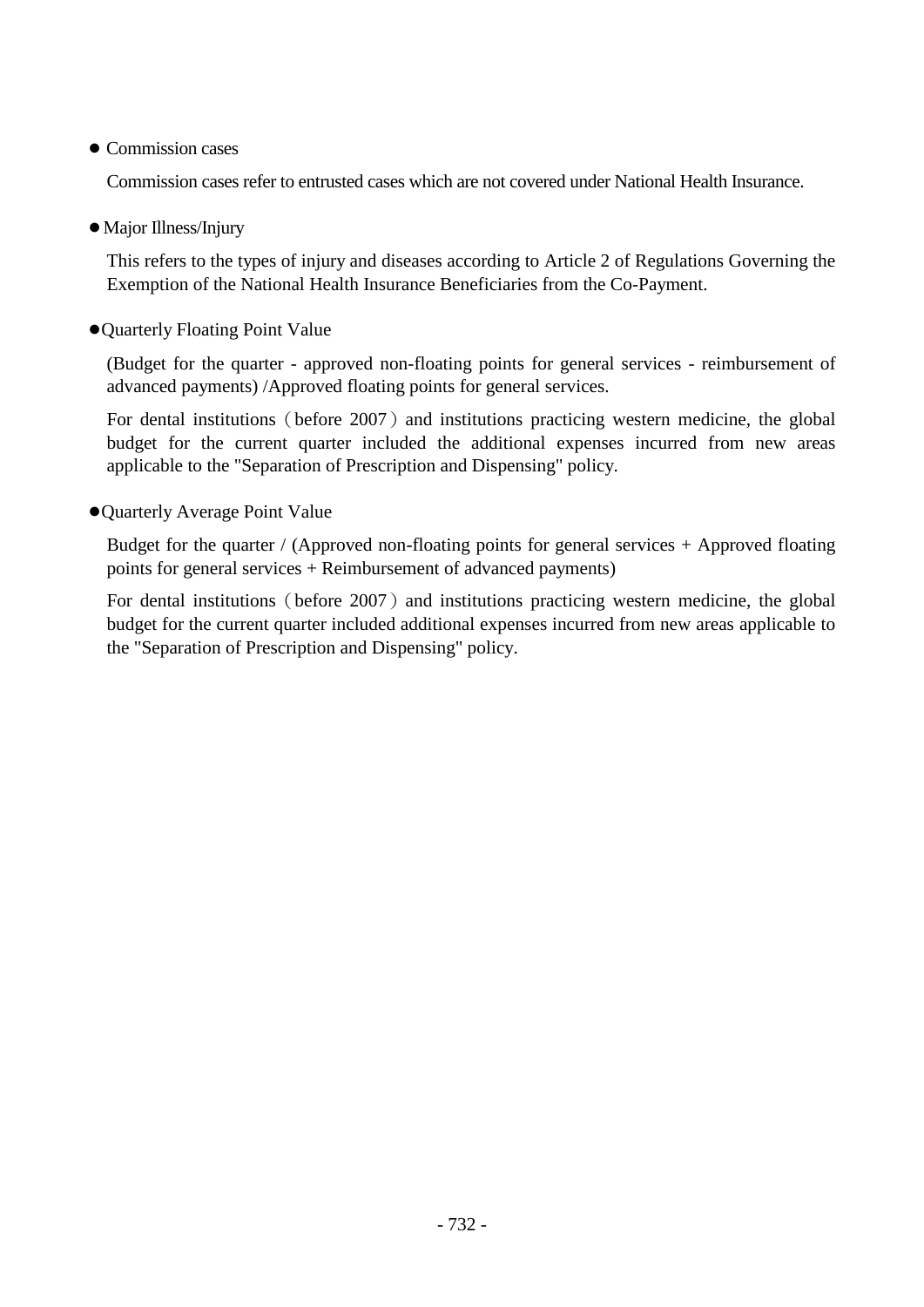- Commission cases

  Commission cases refer to entrusted cases which are not covered under National Health Insurance.

- Major Illness/Injury

  This refers to the types of injury and diseases according to Article 2 of Regulations Governing the Exemption of the National Health Insurance Beneficiaries from the Co-Payment.

- Quarterly Floating Point Value

  (Budget for the quarter - approved non-floating points for general services - reimbursement of advanced payments) /Approved floating points for general services.

  For dental institutions（before 2007）and institutions practicing western medicine, the global budget for the current quarter included the additional expenses incurred from new areas applicable to the "Separation of Prescription and Dispensing" policy.

- Quarterly Average Point Value

  Budget for the quarter / (Approved non-floating points for general services + Approved floating points for general services + Reimbursement of advanced payments)

  For dental institutions（before 2007）and institutions practicing western medicine, the global budget for the current quarter included additional expenses incurred from new areas applicable to the "Separation of Prescription and Dispensing" policy.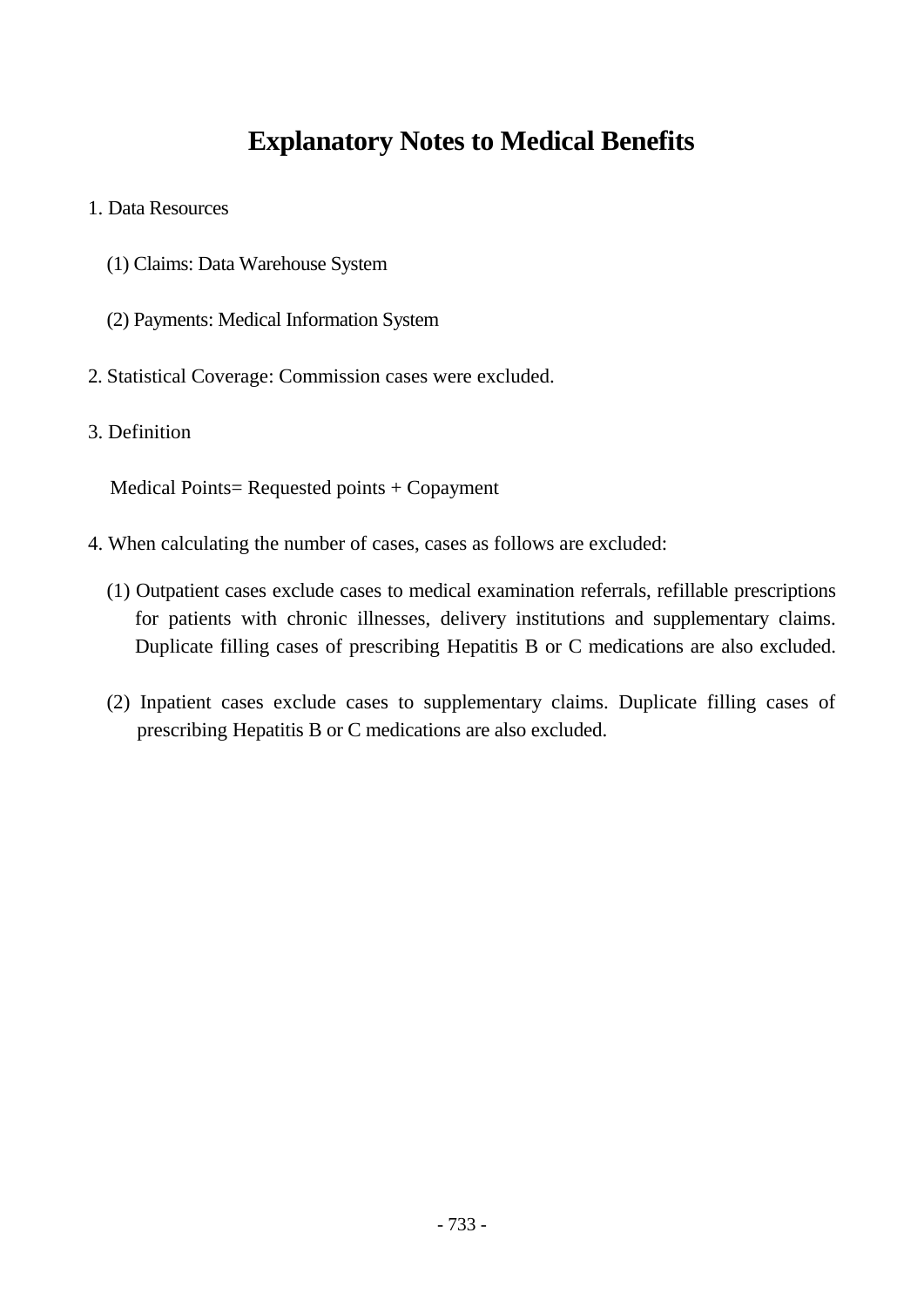# Explanatory Notes to Medical Benefits

1. Data Resources

   (1) Claims: Data Warehouse System

   (2) Payments: Medical Information System

2. Statistical Coverage: Commission cases were excluded.

3. Definition

   Medical Points= Requested points + Copayment

4. When calculating the number of cases, cases as follows are excluded:

   (1) Outpatient cases exclude cases to medical examination referrals, refillable prescriptions for patients with chronic illnesses, delivery institutions and supplementary claims. Duplicate filling cases of prescribing Hepatitis B or C medications are also excluded.

   (2) Inpatient cases exclude cases to supplementary claims. Duplicate filling cases of prescribing Hepatitis B or C medications are also excluded.